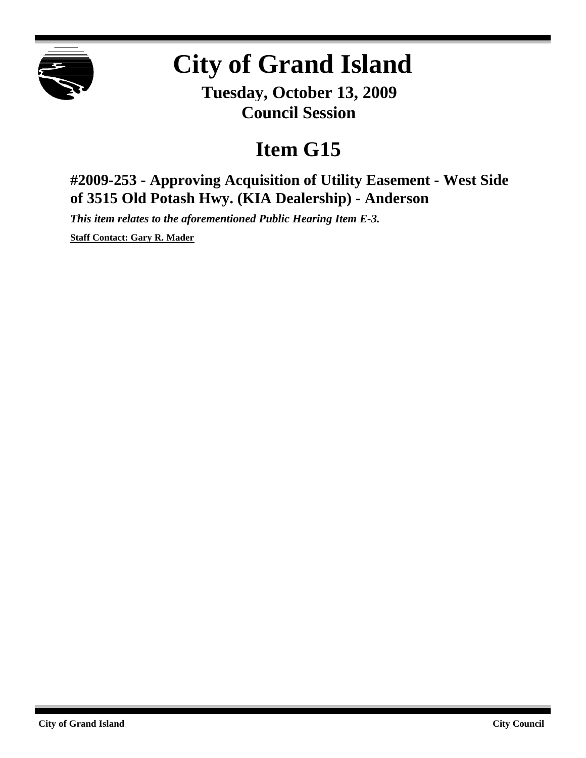# City of Grand Island

**Tuesday, October 13, 2009**
**Council Session**

## Item G15

### #2009-253 - Approving Acquisition of Utility Easement - West Side of 3515 Old Potash Hwy. (KIA Dealership) - Anderson

***This item relates to the aforementioned Public Hearing Item E-3.***

**Staff Contact: Gary R. Mader**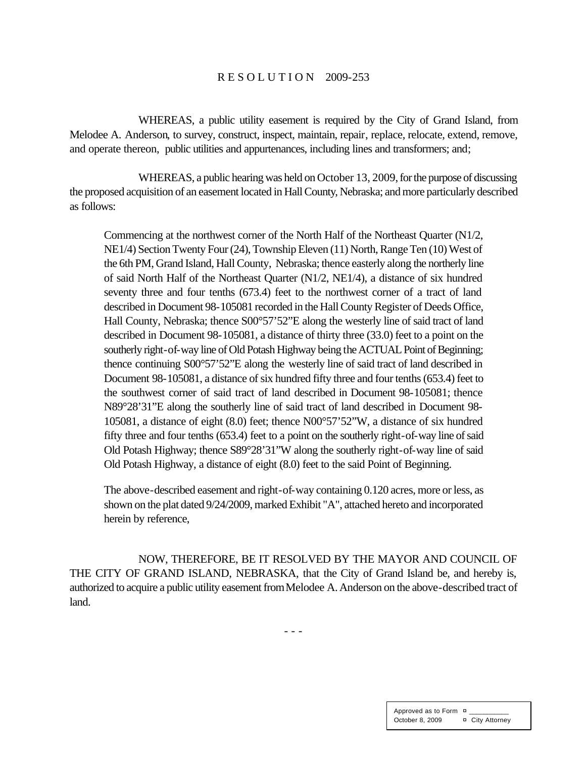# RESOLUTION 2009-253

WHEREAS, a public utility easement is required by the City of Grand Island, from Melodee A. Anderson, to survey, construct, inspect, maintain, repair, replace, relocate, extend, remove, and operate thereon, public utilities and appurtenances, including lines and transformers; and;

WHEREAS, a public hearing was held on October 13, 2009, for the purpose of discussing the proposed acquisition of an easement located in Hall County, Nebraska; and more particularly described as follows:

> Commencing at the northwest corner of the North Half of the Northeast Quarter (N1/2, NE1/4) Section Twenty Four (24), Township Eleven (11) North, Range Ten (10) West of the 6th PM, Grand Island, Hall County, Nebraska; thence easterly along the northerly line of said North Half of the Northeast Quarter (N1/2, NE1/4), a distance of six hundred seventy three and four tenths (673.4) feet to the northwest corner of a tract of land described in Document 98-105081 recorded in the Hall County Register of Deeds Office, Hall County, Nebraska; thence S00°57'52"E along the westerly line of said tract of land described in Document 98-105081, a distance of thirty three (33.0) feet to a point on the southerly right-of-way line of Old Potash Highway being the ACTUAL Point of Beginning; thence continuing S00°57'52"E along the westerly line of said tract of land described in Document 98-105081, a distance of six hundred fifty three and four tenths (653.4) feet to the southwest corner of said tract of land described in Document 98-105081; thence N89°28'31"E along the southerly line of said tract of land described in Document 98-105081, a distance of eight (8.0) feet; thence N00°57'52"W, a distance of six hundred fifty three and four tenths (653.4) feet to a point on the southerly right-of-way line of said Old Potash Highway; thence S89°28'31"W along the southerly right-of-way line of said Old Potash Highway, a distance of eight (8.0) feet to the said Point of Beginning.
>
> The above-described easement and right-of-way containing 0.120 acres, more or less, as shown on the plat dated 9/24/2009, marked Exhibit "A", attached hereto and incorporated herein by reference,

NOW, THEREFORE, BE IT RESOLVED BY THE MAYOR AND COUNCIL OF THE CITY OF GRAND ISLAND, NEBRASKA, that the City of Grand Island be, and hereby is, authorized to acquire a public utility easement from Melodee A. Anderson on the above-described tract of land.

- - -

| Approved as to Form | ¤ ___________ |
| --- | --- |
| October 8, 2009 | ¤ City Attorney |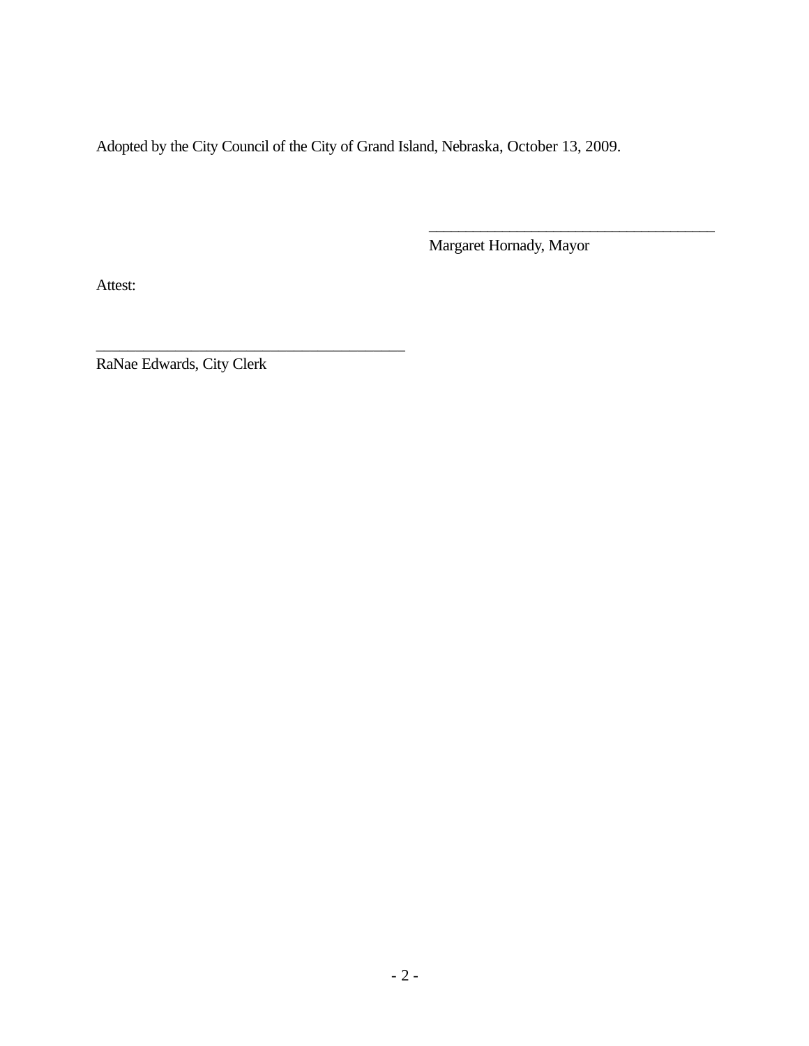Adopted by the City Council of the City of Grand Island, Nebraska, October 13, 2009.

_____________________________________
Margaret Hornady, Mayor

Attest:

_______________________________________
RaNae Edwards, City Clerk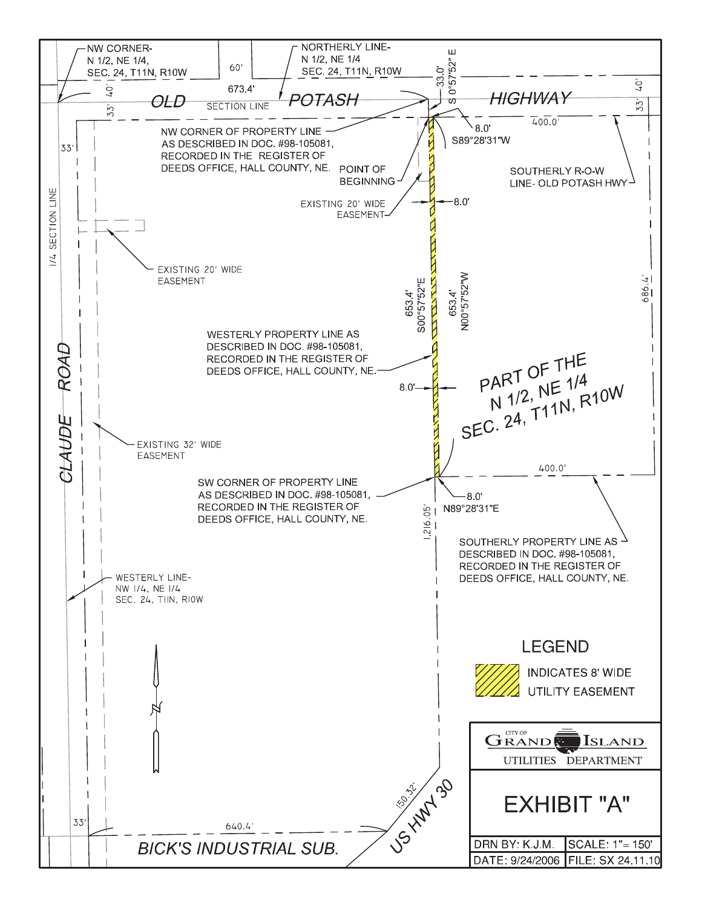NW CORNER-
N 1/2, NE 1/4,
SEC. 24, T11N, R10W

60'

NORTHERLY LINE-
N 1/2, NE 1/4
SEC. 24, T11N, R10W

33.0'
S 0°57'52" E

40'

673.4'

OLD POTASH HIGHWAY

SECTION LINE

33'

40'

33'

NW CORNER OF PROPERTY LINE
AS DESCRIBED IN DOC. #98-105081,
RECORDED IN THE REGISTER OF
DEEDS OFFICE, HALL COUNTY, NE.

400.0'

8.0'
S89°28'31"W

33'

POINT OF
BEGINNING

SOUTHERLY R-O-W
LINE- OLD POTASH HWY

1/4 SECTION LINE

EXISTING 20' WIDE
EASEMENT

8.0'

EXISTING 20' WIDE
EASEMENT

653.4'
S00°57'52"E

653.4'
N00°57'52"W

686.4'

WESTERLY PROPERTY LINE AS
DESCRIBED IN DOC. #98-105081,
RECORDED IN THE REGISTER OF
DEEDS OFFICE, HALL COUNTY, NE.

CLAUDE ROAD

8.0'

PART OF THE
N 1/2, NE 1/4
SEC. 24, T11N, R10W

EXISTING 32' WIDE
EASEMENT

400.0'

SW CORNER OF PROPERTY LINE
AS DESCRIBED IN DOC. #98-105081,
RECORDED IN THE REGISTER OF
DEEDS OFFICE, HALL COUNTY, NE.

8.0'
N89°28'31"E

1,216.05'

SOUTHERLY PROPERTY LINE AS
DESCRIBED IN DOC. #98-105081,
RECORDED IN THE REGISTER OF
DEEDS OFFICE, HALL COUNTY, NE.

WESTERLY LINE-
NW 1/4, NE 1/4
SEC. 24, T11N, R10W

N

LEGEND

INDICATES 8' WIDE
UTILITY EASEMENT

150.32'

US HWY 30

33'

640.4'

BICK'S INDUSTRIAL SUB.

CITY OF GRAND ISLAND
UTILITIES DEPARTMENT

# EXHIBIT "A"

| | |
|---|---|
| DRN BY: K.J.M. | SCALE: 1"= 150' |
| DATE: 9/24/2006 | FILE: SX 24.11.10 |